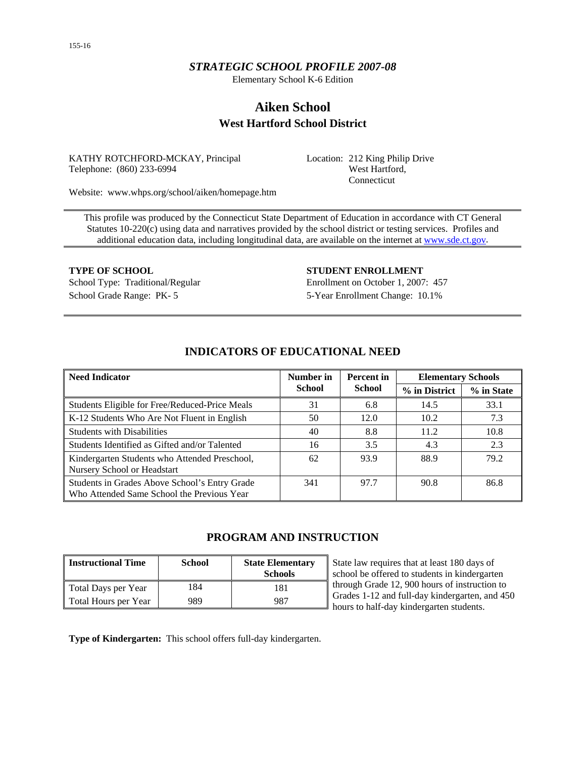*STRATEGIC SCHOOL PROFILE 2007-08*

Elementary School K-6 Edition

# Aiken School

## West Hartford School District

KATHY ROTCHFORD-MCKAY, Principal
Telephone: (860) 233-6994

Location: 212 King Philip Drive
West Hartford,
Connecticut

Website: www.whps.org/school/aiken/homepage.htm

This profile was produced by the Connecticut State Department of Education in accordance with CT General Statutes 10-220(c) using data and narratives provided by the school district or testing services. Profiles and additional education data, including longitudinal data, are available on the internet at [www.sde.ct.gov](www.sde.ct.gov).

**TYPE OF SCHOOL**

School Type: Traditional/Regular

School Grade Range: PK- 5

**STUDENT ENROLLMENT**

Enrollment on October 1, 2007: 457

5-Year Enrollment Change: 10.1%

## INDICATORS OF EDUCATIONAL NEED

| Need Indicator | Number in School | Percent in School | Elementary Schools | |
|---|---|---|---|---|
| | | | % in District | % in State |
| Students Eligible for Free/Reduced-Price Meals | 31 | 6.8 | 14.5 | 33.1 |
| K-12 Students Who Are Not Fluent in English | 50 | 12.0 | 10.2 | 7.3 |
| Students with Disabilities | 40 | 8.8 | 11.2 | 10.8 |
| Students Identified as Gifted and/or Talented | 16 | 3.5 | 4.3 | 2.3 |
| Kindergarten Students who Attended Preschool, Nursery School or Headstart | 62 | 93.9 | 88.9 | 79.2 |
| Students in Grades Above School's Entry Grade Who Attended Same School the Previous Year | 341 | 97.7 | 90.8 | 86.8 |

## PROGRAM AND INSTRUCTION

| Instructional Time | School | State Elementary Schools |
|---|---|---|
| Total Days per Year | 184 | 181 |
| Total Hours per Year | 989 | 987 |

State law requires that at least 180 days of school be offered to students in kindergarten through Grade 12, 900 hours of instruction to Grades 1-12 and full-day kindergarten, and 450 hours to half-day kindergarten students.

**Type of Kindergarten:** This school offers full-day kindergarten.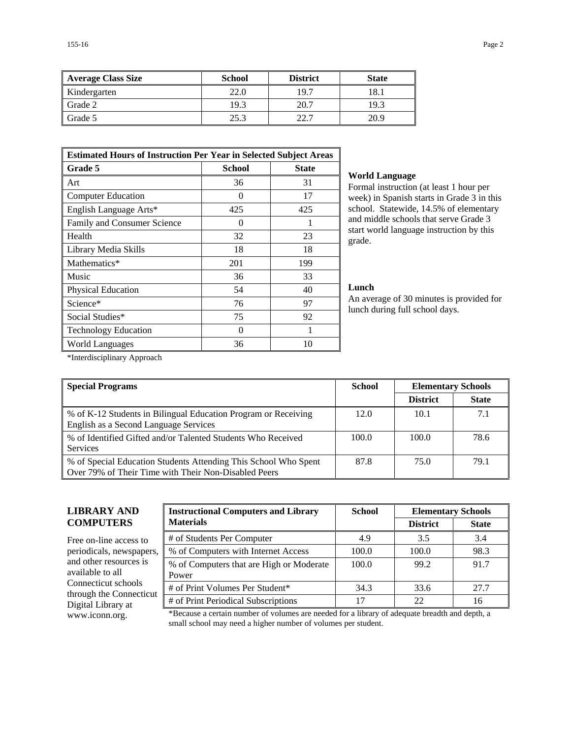| Average Class Size | School | District | State |
|---|---|---|---|
| Kindergarten | 22.0 | 19.7 | 18.1 |
| Grade 2 | 19.3 | 20.7 | 19.3 |
| Grade 5 | 25.3 | 22.7 | 20.9 |

| Estimated Hours of Instruction Per Year in Selected Subject Areas | | |
|---|---|---|
| **Grade 5** | **School** | **State** |
| Art | 36 | 31 |
| Computer Education | 0 | 17 |
| English Language Arts* | 425 | 425 |
| Family and Consumer Science | 0 | 1 |
| Health | 32 | 23 |
| Library Media Skills | 18 | 18 |
| Mathematics* | 201 | 199 |
| Music | 36 | 33 |
| Physical Education | 54 | 40 |
| Science* | 76 | 97 |
| Social Studies* | 75 | 92 |
| Technology Education | 0 | 1 |
| World Languages | 36 | 10 |

*Interdisciplinary Approach

**World Language**

Formal instruction (at least 1 hour per week) in Spanish starts in Grade 3 in this school. Statewide, 14.5% of elementary and middle schools that serve Grade 3 start world language instruction by this grade.

**Lunch**

An average of 30 minutes is provided for lunch during full school days.

| Special Programs | School | Elementary Schools | |
|---|---|---|---|
| | | **District** | **State** |
| % of K-12 Students in Bilingual Education Program or Receiving English as a Second Language Services | 12.0 | 10.1 | 7.1 |
| % of Identified Gifted and/or Talented Students Who Received Services | 100.0 | 100.0 | 78.6 |
| % of Special Education Students Attending This School Who Spent Over 79% of Their Time with Their Non-Disabled Peers | 87.8 | 75.0 | 79.1 |

## LIBRARY AND COMPUTERS

Free on-line access to periodicals, newspapers, and other resources is available to all Connecticut schools through the Connecticut Digital Library at www.iconn.org.

| Instructional Computers and Library Materials | School | Elementary Schools | |
|---|---|---|---|
| | | **District** | **State** |
| # of Students Per Computer | 4.9 | 3.5 | 3.4 |
| % of Computers with Internet Access | 100.0 | 100.0 | 98.3 |
| % of Computers that are High or Moderate Power | 100.0 | 99.2 | 91.7 |
| # of Print Volumes Per Student* | 34.3 | 33.6 | 27.7 |
| # of Print Periodical Subscriptions | 17 | 22 | 16 |

*Because a certain number of volumes are needed for a library of adequate breadth and depth, a small school may need a higher number of volumes per student.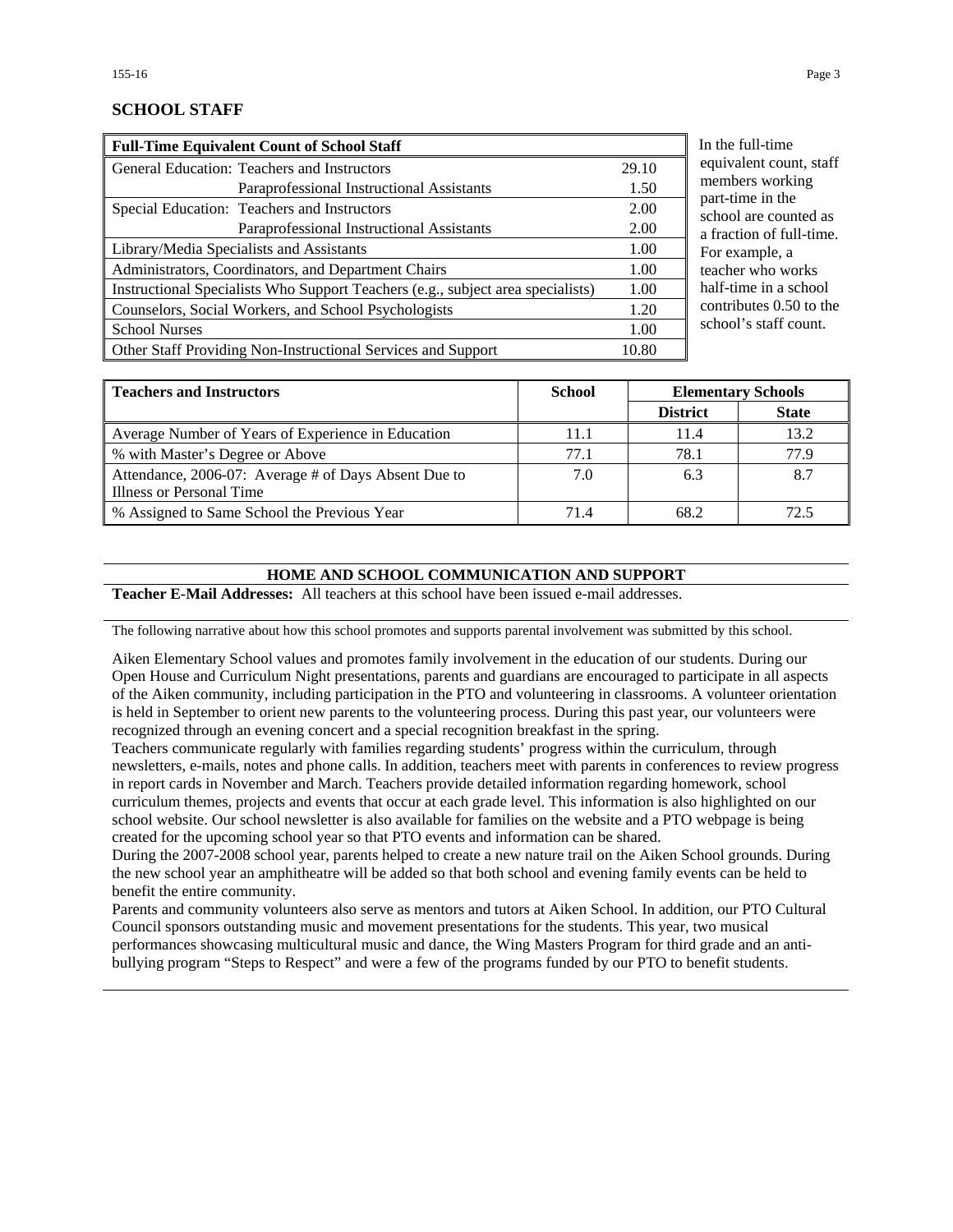## SCHOOL STAFF

| Full-Time Equivalent Count of School Staff | |
|---|---|
| General Education: Teachers and Instructors | 29.10 |
| Paraprofessional Instructional Assistants | 1.50 |
| Special Education: Teachers and Instructors | 2.00 |
| Paraprofessional Instructional Assistants | 2.00 |
| Library/Media Specialists and Assistants | 1.00 |
| Administrators, Coordinators, and Department Chairs | 1.00 |
| Instructional Specialists Who Support Teachers (e.g., subject area specialists) | 1.00 |
| Counselors, Social Workers, and School Psychologists | 1.20 |
| School Nurses | 1.00 |
| Other Staff Providing Non-Instructional Services and Support | 10.80 |

In the full-time equivalent count, staff members working part-time in the school are counted as a fraction of full-time. For example, a teacher who works half-time in a school contributes 0.50 to the school's staff count.

| Teachers and Instructors | School | Elementary Schools | |
|---|---|---|---|
| | | District | State |
| Average Number of Years of Experience in Education | 11.1 | 11.4 | 13.2 |
| % with Master's Degree or Above | 77.1 | 78.1 | 77.9 |
| Attendance, 2006-07: Average # of Days Absent Due to Illness or Personal Time | 7.0 | 6.3 | 8.7 |
| % Assigned to Same School the Previous Year | 71.4 | 68.2 | 72.5 |

## HOME AND SCHOOL COMMUNICATION AND SUPPORT

**Teacher E-Mail Addresses:** All teachers at this school have been issued e-mail addresses.

The following narrative about how this school promotes and supports parental involvement was submitted by this school.

Aiken Elementary School values and promotes family involvement in the education of our students. During our Open House and Curriculum Night presentations, parents and guardians are encouraged to participate in all aspects of the Aiken community, including participation in the PTO and volunteering in classrooms. A volunteer orientation is held in September to orient new parents to the volunteering process. During this past year, our volunteers were recognized through an evening concert and a special recognition breakfast in the spring.

Teachers communicate regularly with families regarding students' progress within the curriculum, through newsletters, e-mails, notes and phone calls. In addition, teachers meet with parents in conferences to review progress in report cards in November and March. Teachers provide detailed information regarding homework, school curriculum themes, projects and events that occur at each grade level. This information is also highlighted on our school website. Our school newsletter is also available for families on the website and a PTO webpage is being created for the upcoming school year so that PTO events and information can be shared.

During the 2007-2008 school year, parents helped to create a new nature trail on the Aiken School grounds. During the new school year an amphitheatre will be added so that both school and evening family events can be held to benefit the entire community.

Parents and community volunteers also serve as mentors and tutors at Aiken School. In addition, our PTO Cultural Council sponsors outstanding music and movement presentations for the students. This year, two musical performances showcasing multicultural music and dance, the Wing Masters Program for third grade and an anti-bullying program "Steps to Respect" and were a few of the programs funded by our PTO to benefit students.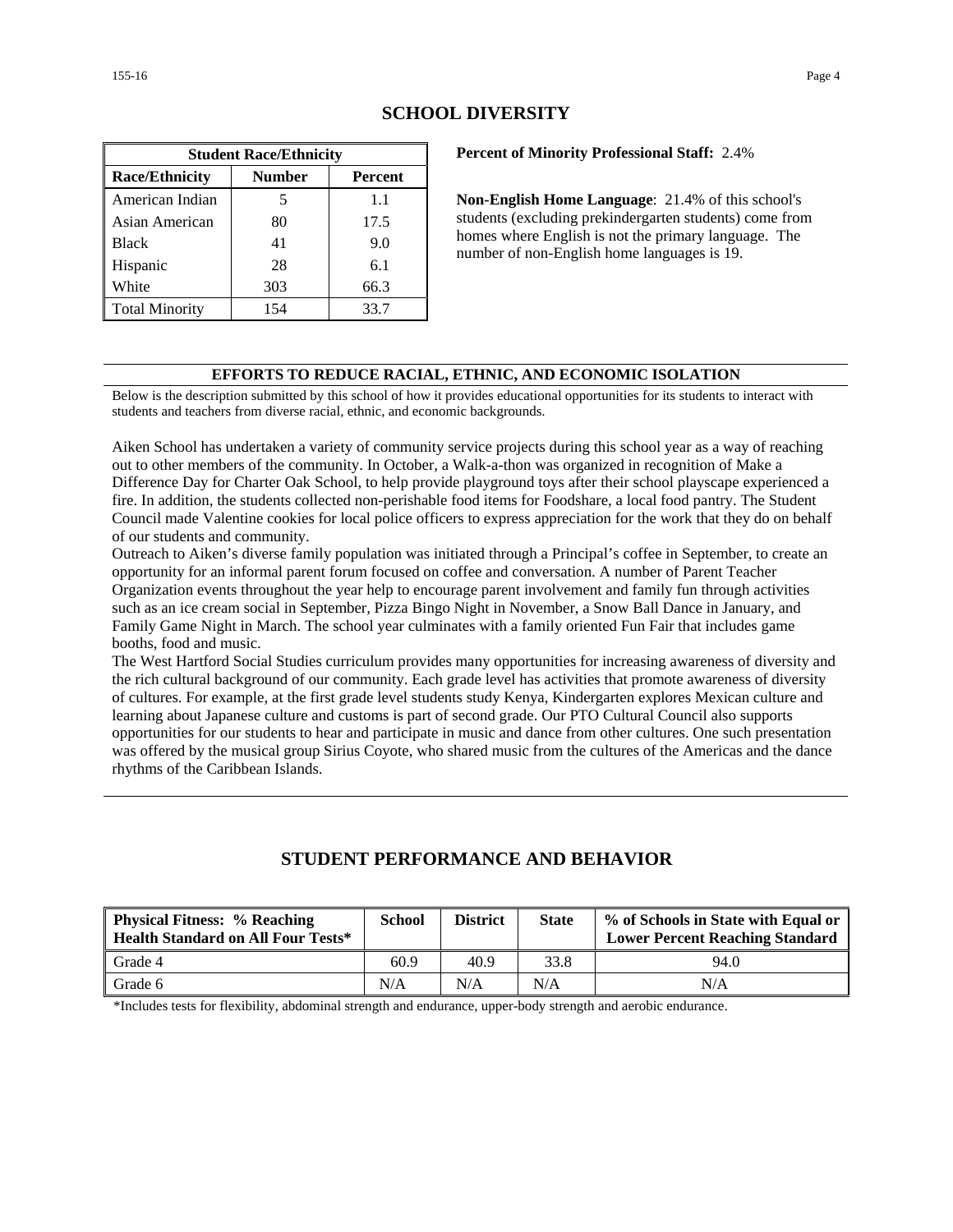## SCHOOL DIVERSITY

| Student Race/Ethnicity | | |
|---|---|---|
| **Race/Ethnicity** | **Number** | **Percent** |
| American Indian | 5 | 1.1 |
| Asian American | 80 | 17.5 |
| Black | 41 | 9.0 |
| Hispanic | 28 | 6.1 |
| White | 303 | 66.3 |
| Total Minority | 154 | 33.7 |

**Percent of Minority Professional Staff:** 2.4%

**Non-English Home Language**: 21.4% of this school's students (excluding prekindergarten students) come from homes where English is not the primary language. The number of non-English home languages is 19.

### EFFORTS TO REDUCE RACIAL, ETHNIC, AND ECONOMIC ISOLATION

Below is the description submitted by this school of how it provides educational opportunities for its students to interact with students and teachers from diverse racial, ethnic, and economic backgrounds.

Aiken School has undertaken a variety of community service projects during this school year as a way of reaching out to other members of the community. In October, a Walk-a-thon was organized in recognition of Make a Difference Day for Charter Oak School, to help provide playground toys after their school playscape experienced a fire. In addition, the students collected non-perishable food items for Foodshare, a local food pantry. The Student Council made Valentine cookies for local police officers to express appreciation for the work that they do on behalf of our students and community.

Outreach to Aiken's diverse family population was initiated through a Principal's coffee in September, to create an opportunity for an informal parent forum focused on coffee and conversation. A number of Parent Teacher Organization events throughout the year help to encourage parent involvement and family fun through activities such as an ice cream social in September, Pizza Bingo Night in November, a Snow Ball Dance in January, and Family Game Night in March. The school year culminates with a family oriented Fun Fair that includes game booths, food and music.

The West Hartford Social Studies curriculum provides many opportunities for increasing awareness of diversity and the rich cultural background of our community. Each grade level has activities that promote awareness of diversity of cultures. For example, at the first grade level students study Kenya, Kindergarten explores Mexican culture and learning about Japanese culture and customs is part of second grade. Our PTO Cultural Council also supports opportunities for our students to hear and participate in music and dance from other cultures. One such presentation was offered by the musical group Sirius Coyote, who shared music from the cultures of the Americas and the dance rhythms of the Caribbean Islands.

## STUDENT PERFORMANCE AND BEHAVIOR

| Physical Fitness: % Reaching Health Standard on All Four Tests* | School | District | State | % of Schools in State with Equal or Lower Percent Reaching Standard |
|---|---|---|---|---|
| Grade 4 | 60.9 | 40.9 | 33.8 | 94.0 |
| Grade 6 | N/A | N/A | N/A | N/A |

*Includes tests for flexibility, abdominal strength and endurance, upper-body strength and aerobic endurance.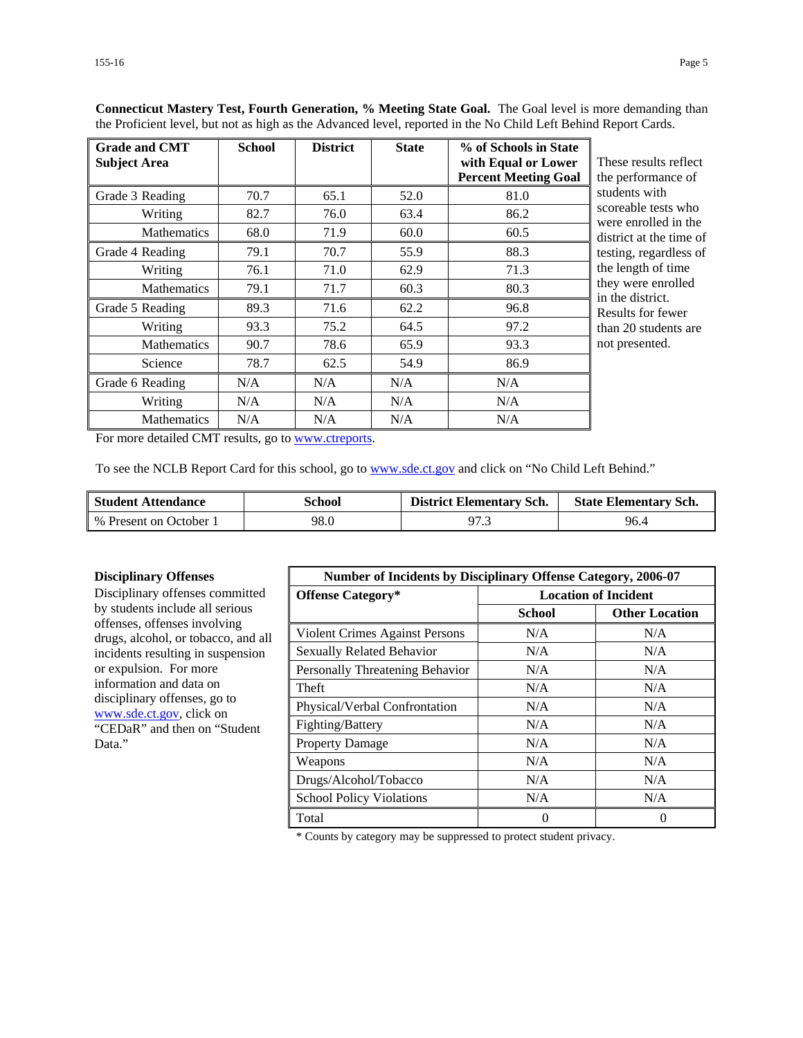**Connecticut Mastery Test, Fourth Generation, % Meeting State Goal.** The Goal level is more demanding than the Proficient level, but not as high as the Advanced level, reported in the No Child Left Behind Report Cards.

| Grade and CMT Subject Area | School | District | State | % of Schools in State with Equal or Lower Percent Meeting Goal |
|---|---|---|---|---|
| Grade 3 Reading | 70.7 | 65.1 | 52.0 | 81.0 |
| Writing | 82.7 | 76.0 | 63.4 | 86.2 |
| Mathematics | 68.0 | 71.9 | 60.0 | 60.5 |
| Grade 4 Reading | 79.1 | 70.7 | 55.9 | 88.3 |
| Writing | 76.1 | 71.0 | 62.9 | 71.3 |
| Mathematics | 79.1 | 71.7 | 60.3 | 80.3 |
| Grade 5 Reading | 89.3 | 71.6 | 62.2 | 96.8 |
| Writing | 93.3 | 75.2 | 64.5 | 97.2 |
| Mathematics | 90.7 | 78.6 | 65.9 | 93.3 |
| Science | 78.7 | 62.5 | 54.9 | 86.9 |
| Grade 6 Reading | N/A | N/A | N/A | N/A |
| Writing | N/A | N/A | N/A | N/A |
| Mathematics | N/A | N/A | N/A | N/A |

These results reflect the performance of students with scoreable tests who were enrolled in the district at the time of testing, regardless of the length of time they were enrolled in the district. Results for fewer than 20 students are not presented.

For more detailed CMT results, go to www.ctreports.

To see the NCLB Report Card for this school, go to www.sde.ct.gov and click on "No Child Left Behind."

| Student Attendance | School | District Elementary Sch. | State Elementary Sch. |
|---|---|---|---|
| % Present on October 1 | 98.0 | 97.3 | 96.4 |

**Disciplinary Offenses**

Disciplinary offenses committed by students include all serious offenses, offenses involving drugs, alcohol, or tobacco, and all incidents resulting in suspension or expulsion. For more information and data on disciplinary offenses, go to www.sde.ct.gov, click on "CEDaR" and then on "Student Data."

| Number of Incidents by Disciplinary Offense Category, 2006-07 | | |
|---|---|---|
| Offense Category* | Location of Incident | |
| | School | Other Location |
| Violent Crimes Against Persons | N/A | N/A |
| Sexually Related Behavior | N/A | N/A |
| Personally Threatening Behavior | N/A | N/A |
| Theft | N/A | N/A |
| Physical/Verbal Confrontation | N/A | N/A |
| Fighting/Battery | N/A | N/A |
| Property Damage | N/A | N/A |
| Weapons | N/A | N/A |
| Drugs/Alcohol/Tobacco | N/A | N/A |
| School Policy Violations | N/A | N/A |
| Total | 0 | 0 |

* Counts by category may be suppressed to protect student privacy.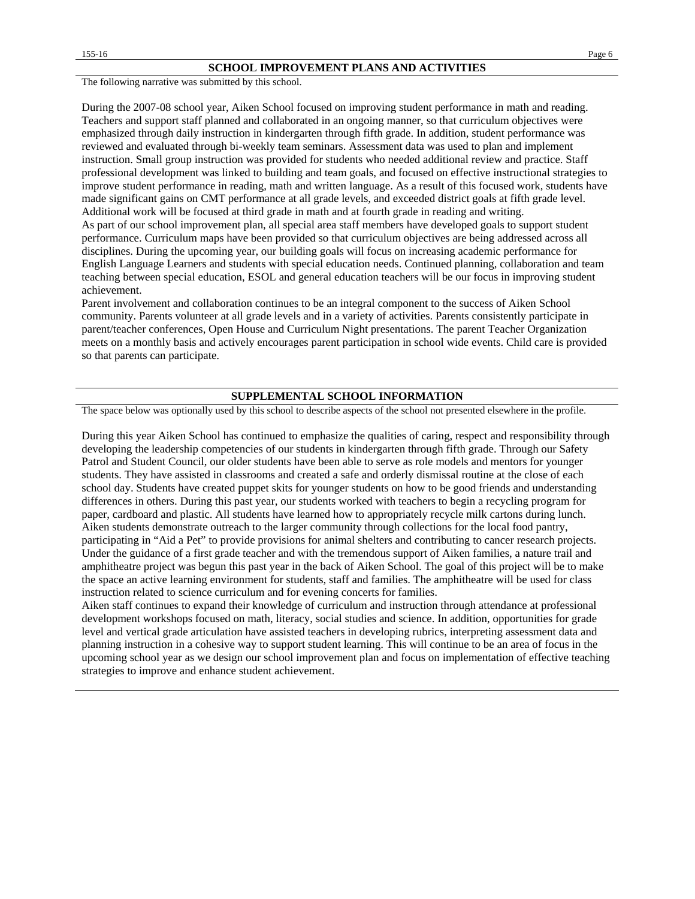## SCHOOL IMPROVEMENT PLANS AND ACTIVITIES

The following narrative was submitted by this school.

During the 2007-08 school year, Aiken School focused on improving student performance in math and reading. Teachers and support staff planned and collaborated in an ongoing manner, so that curriculum objectives were emphasized through daily instruction in kindergarten through fifth grade. In addition, student performance was reviewed and evaluated through bi-weekly team seminars. Assessment data was used to plan and implement instruction. Small group instruction was provided for students who needed additional review and practice. Staff professional development was linked to building and team goals, and focused on effective instructional strategies to improve student performance in reading, math and written language. As a result of this focused work, students have made significant gains on CMT performance at all grade levels, and exceeded district goals at fifth grade level. Additional work will be focused at third grade in math and at fourth grade in reading and writing.

As part of our school improvement plan, all special area staff members have developed goals to support student performance. Curriculum maps have been provided so that curriculum objectives are being addressed across all disciplines. During the upcoming year, our building goals will focus on increasing academic performance for English Language Learners and students with special education needs. Continued planning, collaboration and team teaching between special education, ESOL and general education teachers will be our focus in improving student achievement.

Parent involvement and collaboration continues to be an integral component to the success of Aiken School community. Parents volunteer at all grade levels and in a variety of activities. Parents consistently participate in parent/teacher conferences, Open House and Curriculum Night presentations. The parent Teacher Organization meets on a monthly basis and actively encourages parent participation in school wide events. Child care is provided so that parents can participate.

## SUPPLEMENTAL SCHOOL INFORMATION

The space below was optionally used by this school to describe aspects of the school not presented elsewhere in the profile.

During this year Aiken School has continued to emphasize the qualities of caring, respect and responsibility through developing the leadership competencies of our students in kindergarten through fifth grade. Through our Safety Patrol and Student Council, our older students have been able to serve as role models and mentors for younger students. They have assisted in classrooms and created a safe and orderly dismissal routine at the close of each school day. Students have created puppet skits for younger students on how to be good friends and understanding differences in others. During this past year, our students worked with teachers to begin a recycling program for paper, cardboard and plastic. All students have learned how to appropriately recycle milk cartons during lunch. Aiken students demonstrate outreach to the larger community through collections for the local food pantry, participating in “Aid a Pet” to provide provisions for animal shelters and contributing to cancer research projects. Under the guidance of a first grade teacher and with the tremendous support of Aiken families, a nature trail and amphitheatre project was begun this past year in the back of Aiken School. The goal of this project will be to make the space an active learning environment for students, staff and families. The amphitheatre will be used for class instruction related to science curriculum and for evening concerts for families.

Aiken staff continues to expand their knowledge of curriculum and instruction through attendance at professional development workshops focused on math, literacy, social studies and science. In addition, opportunities for grade level and vertical grade articulation have assisted teachers in developing rubrics, interpreting assessment data and planning instruction in a cohesive way to support student learning. This will continue to be an area of focus in the upcoming school year as we design our school improvement plan and focus on implementation of effective teaching strategies to improve and enhance student achievement.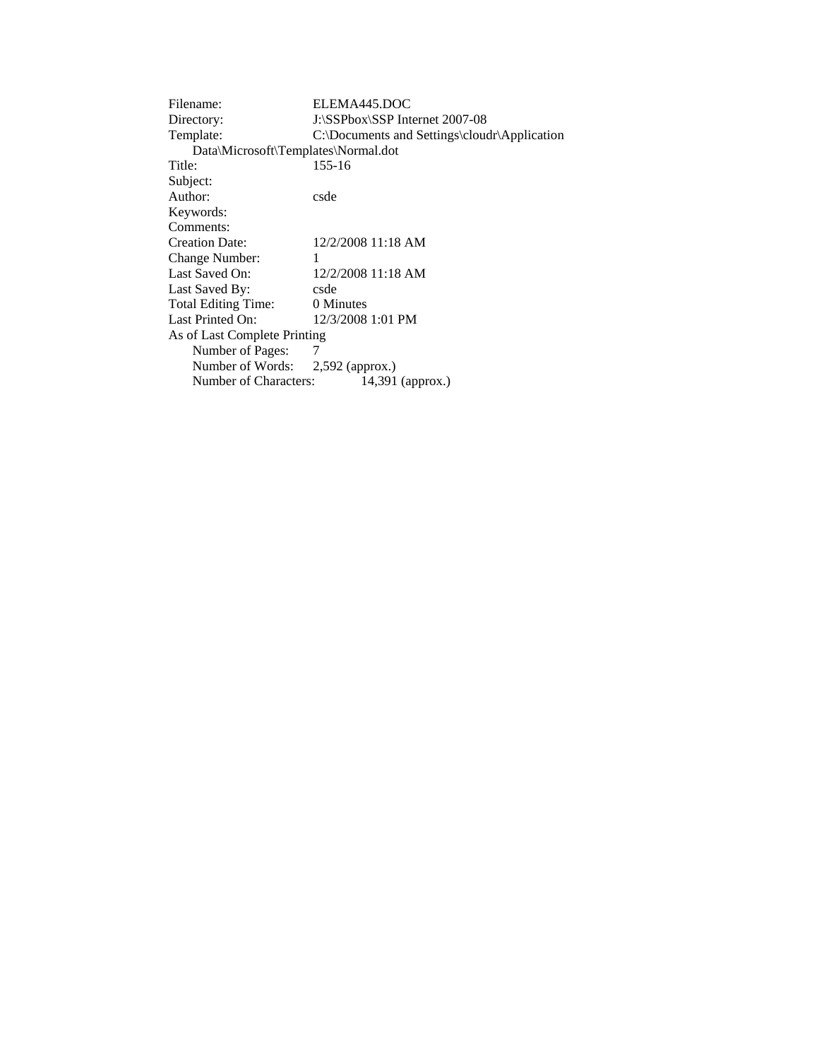Filename: ELEMA445.DOC
Directory: J:\SSPbox\SSP Internet 2007-08
Template: C:\Documents and Settings\cloudr\Application Data\Microsoft\Templates\Normal.dot
Title: 155-16
Subject:
Author: csde
Keywords:
Comments:
Creation Date: 12/2/2008 11:18 AM
Change Number: 1
Last Saved On: 12/2/2008 11:18 AM
Last Saved By: csde
Total Editing Time: 0 Minutes
Last Printed On: 12/3/2008 1:01 PM
As of Last Complete Printing
Number of Pages: 7
Number of Words: 2,592 (approx.)
Number of Characters: 14,391 (approx.)